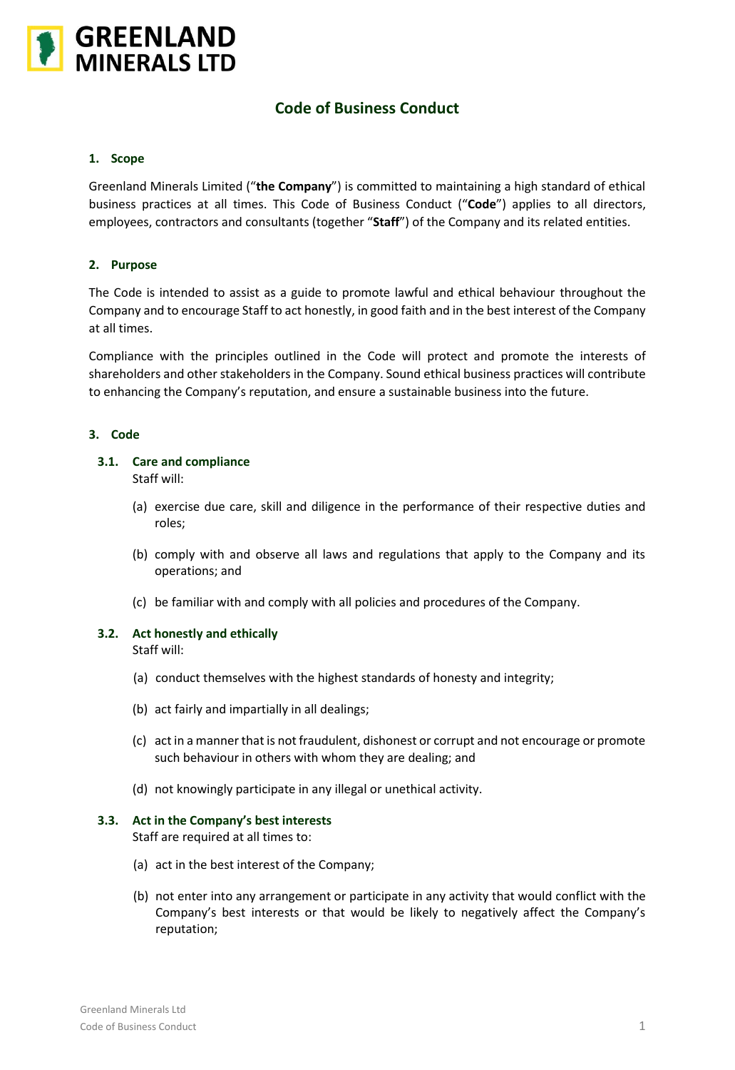GREENLAND MINERALS LTD

# Code of Business Conduct

## 1. Scope

Greenland Minerals Limited ("**the Company**") is committed to maintaining a high standard of ethical business practices at all times. This Code of Business Conduct ("**Code**") applies to all directors, employees, contractors and consultants (together "**Staff**") of the Company and its related entities.

## 2. Purpose

The Code is intended to assist as a guide to promote lawful and ethical behaviour throughout the Company and to encourage Staff to act honestly, in good faith and in the best interest of the Company at all times.

Compliance with the principles outlined in the Code will protect and promote the interests of shareholders and other stakeholders in the Company. Sound ethical business practices will contribute to enhancing the Company's reputation, and ensure a sustainable business into the future.

## 3. Code

### 3.1. Care and compliance

Staff will:

(a) exercise due care, skill and diligence in the performance of their respective duties and roles;

(b) comply with and observe all laws and regulations that apply to the Company and its operations; and

(c) be familiar with and comply with all policies and procedures of the Company.

### 3.2. Act honestly and ethically

Staff will:

(a) conduct themselves with the highest standards of honesty and integrity;

(b) act fairly and impartially in all dealings;

(c) act in a manner that is not fraudulent, dishonest or corrupt and not encourage or promote such behaviour in others with whom they are dealing; and

(d) not knowingly participate in any illegal or unethical activity.

### 3.3. Act in the Company's best interests

Staff are required at all times to:

(a) act in the best interest of the Company;

(b) not enter into any arrangement or participate in any activity that would conflict with the Company's best interests or that would be likely to negatively affect the Company's reputation;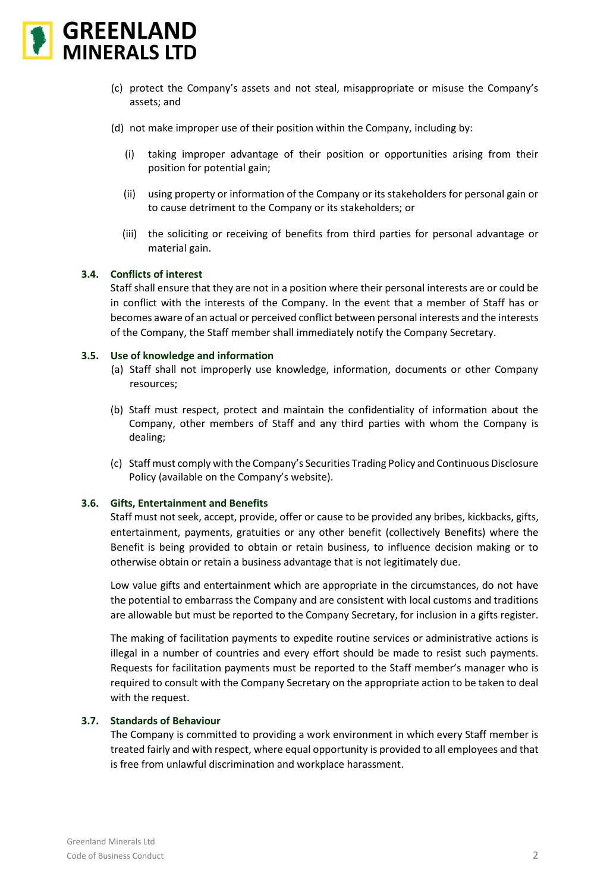(c) protect the Company's assets and not steal, misappropriate or misuse the Company's assets; and

(d) not make improper use of their position within the Company, including by:

(i) taking improper advantage of their position or opportunities arising from their position for potential gain;

(ii) using property or information of the Company or its stakeholders for personal gain or to cause detriment to the Company or its stakeholders; or

(iii) the soliciting or receiving of benefits from third parties for personal advantage or material gain.

### 3.4. Conflicts of interest

Staff shall ensure that they are not in a position where their personal interests are or could be in conflict with the interests of the Company. In the event that a member of Staff has or becomes aware of an actual or perceived conflict between personal interests and the interests of the Company, the Staff member shall immediately notify the Company Secretary.

### 3.5. Use of knowledge and information

(a) Staff shall not improperly use knowledge, information, documents or other Company resources;

(b) Staff must respect, protect and maintain the confidentiality of information about the Company, other members of Staff and any third parties with whom the Company is dealing;

(c) Staff must comply with the Company's Securities Trading Policy and Continuous Disclosure Policy (available on the Company's website).

### 3.6. Gifts, Entertainment and Benefits

Staff must not seek, accept, provide, offer or cause to be provided any bribes, kickbacks, gifts, entertainment, payments, gratuities or any other benefit (collectively Benefits) where the Benefit is being provided to obtain or retain business, to influence decision making or to otherwise obtain or retain a business advantage that is not legitimately due.

Low value gifts and entertainment which are appropriate in the circumstances, do not have the potential to embarrass the Company and are consistent with local customs and traditions are allowable but must be reported to the Company Secretary, for inclusion in a gifts register.

The making of facilitation payments to expedite routine services or administrative actions is illegal in a number of countries and every effort should be made to resist such payments. Requests for facilitation payments must be reported to the Staff member's manager who is required to consult with the Company Secretary on the appropriate action to be taken to deal with the request.

### 3.7. Standards of Behaviour

The Company is committed to providing a work environment in which every Staff member is treated fairly and with respect, where equal opportunity is provided to all employees and that is free from unlawful discrimination and workplace harassment.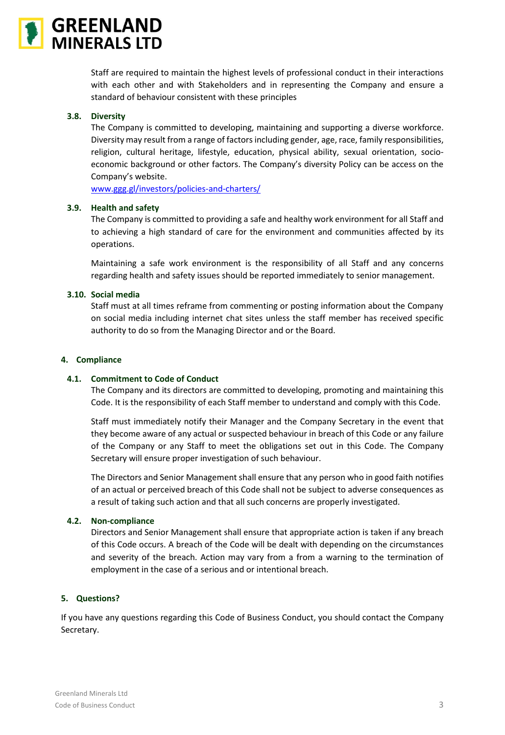Staff are required to maintain the highest levels of professional conduct in their interactions with each other and with Stakeholders and in representing the Company and ensure a standard of behaviour consistent with these principles

### 3.8. Diversity

The Company is committed to developing, maintaining and supporting a diverse workforce. Diversity may result from a range of factors including gender, age, race, family responsibilities, religion, cultural heritage, lifestyle, education, physical ability, sexual orientation, socio-economic background or other factors. The Company's diversity Policy can be access on the Company's website.

[www.ggg.gl/investors/policies-and-charters/](www.ggg.gl/investors/policies-and-charters/)

### 3.9. Health and safety

The Company is committed to providing a safe and healthy work environment for all Staff and to achieving a high standard of care for the environment and communities affected by its operations.

Maintaining a safe work environment is the responsibility of all Staff and any concerns regarding health and safety issues should be reported immediately to senior management.

### 3.10. Social media

Staff must at all times reframe from commenting or posting information about the Company on social media including internet chat sites unless the staff member has received specific authority to do so from the Managing Director and or the Board.

## 4. Compliance

### 4.1. Commitment to Code of Conduct

The Company and its directors are committed to developing, promoting and maintaining this Code. It is the responsibility of each Staff member to understand and comply with this Code.

Staff must immediately notify their Manager and the Company Secretary in the event that they become aware of any actual or suspected behaviour in breach of this Code or any failure of the Company or any Staff to meet the obligations set out in this Code. The Company Secretary will ensure proper investigation of such behaviour.

The Directors and Senior Management shall ensure that any person who in good faith notifies of an actual or perceived breach of this Code shall not be subject to adverse consequences as a result of taking such action and that all such concerns are properly investigated.

### 4.2. Non-compliance

Directors and Senior Management shall ensure that appropriate action is taken if any breach of this Code occurs. A breach of the Code will be dealt with depending on the circumstances and severity of the breach. Action may vary from a from a warning to the termination of employment in the case of a serious and or intentional breach.

## 5. Questions?

If you have any questions regarding this Code of Business Conduct, you should contact the Company Secretary.